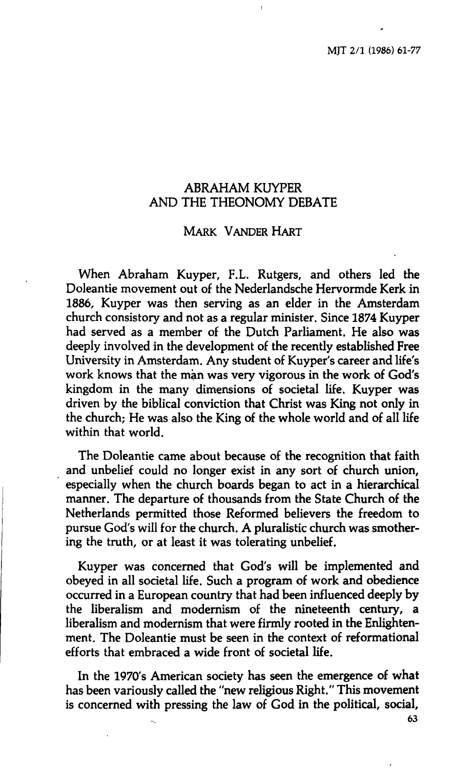# ABRAHAM KUYPER AND THE THEONOMY DEBATE

MARK VANDER HART

When Abraham Kuyper, F.L. Rutgers, and others led the Doleantie movement out of the Nederlandsche Hervormde Kerk in 1886, Kuyper was then serving as an elder in the Amsterdam church consistory and not as a regular minister. Since 1874 Kuyper had served as a member of the Dutch Parliament. He also was deeply involved in the development of the recently established Free University in Amsterdam. Any student of Kuyper's career and life's work knows that the man was very vigorous in the work of God's kingdom in the many dimensions of societal life. Kuyper was driven by the biblical conviction that Christ was King not only in the church; He was also the King of the whole world and of all life within that world.

The Doleantie came about because of the recognition that faith and unbelief could no longer exist in any sort of church union, especially when the church boards began to act in a hierarchical manner. The departure of thousands from the State Church of the Netherlands permitted those Reformed believers the freedom to pursue God's will for the church. A pluralistic church was smothering the truth, or at least it was tolerating unbelief.

Kuyper was concerned that God's will be implemented and obeyed in all societal life. Such a program of work and obedience occurred in a European country that had been influenced deeply by the liberalism and modernism of the nineteenth century, a liberalism and modernism that were firmly rooted in the Enlightenment. The Doleantie must be seen in the context of reformational efforts that embraced a wide front of societal life.

In the 1970's American society has seen the emergence of what has been variously called the "new religious Right." This movement is concerned with pressing the law of God in the political, social,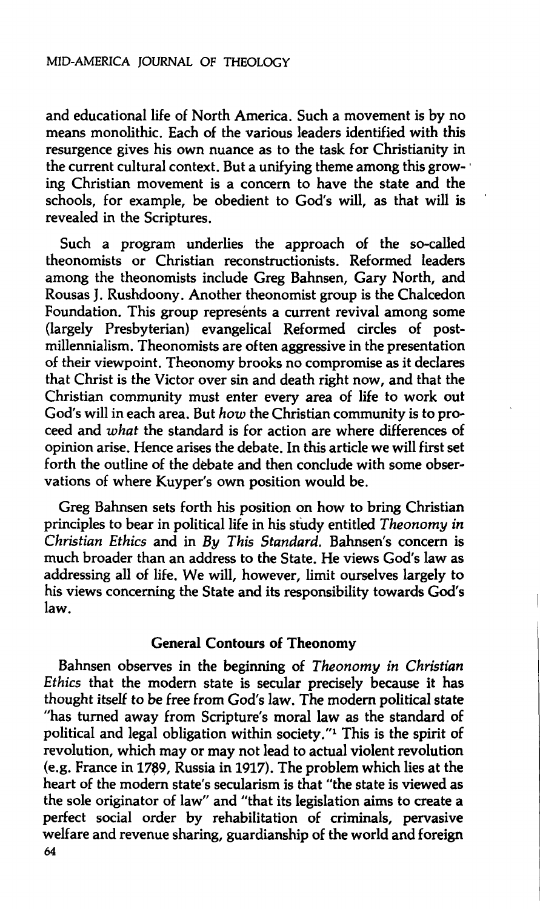and educational life of North America. Such a movement is by no means monolithic. Each of the various leaders identified with this resurgence gives his own nuance as to the task for Christianity in the current cultural context. But a unifying theme among this growing Christian movement is a concern to have the state and the schools, for example, be obedient to God's will, as that will is revealed in the Scriptures.

Such a program underlies the approach of the so-called theonomists or Christian reconstructionists. Reformed leaders among the theonomists include Greg Bahnsen, Gary North, and Rousas J. Rushdoony. Another theonomist group is the Chalcedon Foundation. This group represents a current revival among some (largely Presbyterian) evangelical Reformed circles of postmillennialism. Theonomists are often aggressive in the presentation of their viewpoint. Theonomy brooks no compromise as it declares that Christ is the Victor over sin and death right now, and that the Christian community must enter every area of life to work out God's will in each area. But *how* the Christian community is to proceed and *what* the standard is for action are where differences of opinion arise. Hence arises the debate. In this article we will first set forth the outline of the debate and then conclude with some observations of where Kuyper's own position would be.

Greg Bahnsen sets forth his position on how to bring Christian principles to bear in political life in his study entitled *Theonomy in Christian Ethics* and in *By This Standard*. Bahnsen's concern is much broader than an address to the State. He views God's law as addressing all of life. We will, however, limit ourselves largely to his views concerning the State and its responsibility towards God's law.

## General Contours of Theonomy

Bahnsen observes in the beginning of *Theonomy in Christian Ethics* that the modern state is secular precisely because it has thought itself to be free from God's law. The modern political state "has turned away from Scripture's moral law as the standard of political and legal obligation within society."[1] This is the spirit of revolution, which may or may not lead to actual violent revolution (e.g. France in 1789, Russia in 1917). The problem which lies at the heart of the modern state's secularism is that "the state is viewed as the sole originator of law" and "that its legislation aims to create a perfect social order by rehabilitation of criminals, pervasive welfare and revenue sharing, guardianship of the world and foreign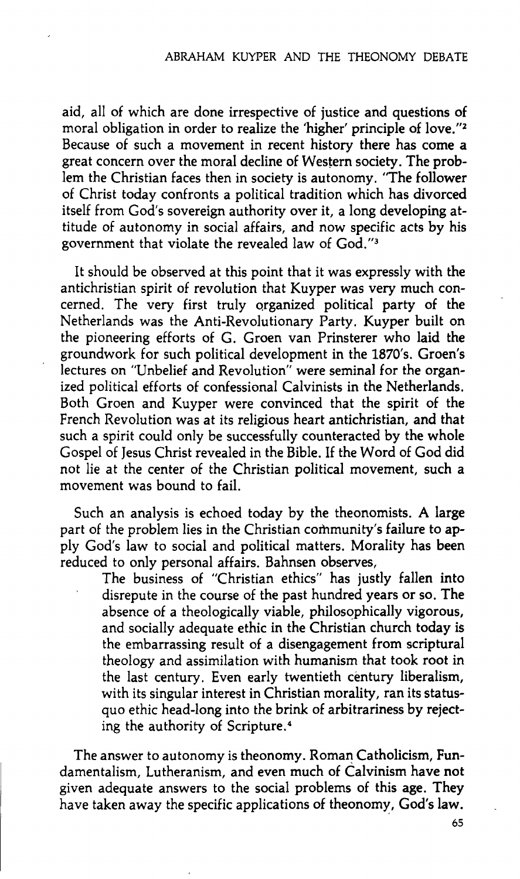aid, all of which are done irrespective of justice and questions of moral obligation in order to realize the 'higher' principle of love."[2] Because of such a movement in recent history there has come a great concern over the moral decline of Western society. The problem the Christian faces then in society is autonomy. "The follower of Christ today confronts a political tradition which has divorced itself from God's sovereign authority over it, a long developing attitude of autonomy in social affairs, and now specific acts by his government that violate the revealed law of God."[3]

It should be observed at this point that it was expressly with the antichristian spirit of revolution that Kuyper was very much concerned. The very first truly organized political party of the Netherlands was the Anti-Revolutionary Party. Kuyper built on the pioneering efforts of G. Groen van Prinsterer who laid the groundwork for such political development in the 1870's. Groen's lectures on "Unbelief and Revolution" were seminal for the organized political efforts of confessional Calvinists in the Netherlands. Both Groen and Kuyper were convinced that the spirit of the French Revolution was at its religious heart antichristian, and that such a spirit could only be successfully counteracted by the whole Gospel of Jesus Christ revealed in the Bible. If the Word of God did not lie at the center of the Christian political movement, such a movement was bound to fail.

Such an analysis is echoed today by the theonomists. A large part of the problem lies in the Christian community's failure to apply God's law to social and political matters. Morality has been reduced to only personal affairs. Bahnsen observes,

> The business of "Christian ethics" has justly fallen into disrepute in the course of the past hundred years or so. The absence of a theologically viable, philosophically vigorous, and socially adequate ethic in the Christian church today is the embarrassing result of a disengagement from scriptural theology and assimilation with humanism that took root in the last century. Even early twentieth century liberalism, with its singular interest in Christian morality, ran its status-quo ethic head-long into the brink of arbitrariness by rejecting the authority of Scripture.[4]

The answer to autonomy is theonomy. Roman Catholicism, Fundamentalism, Lutheranism, and even much of Calvinism have not given adequate answers to the social problems of this age. They have taken away the specific applications of theonomy, God's law.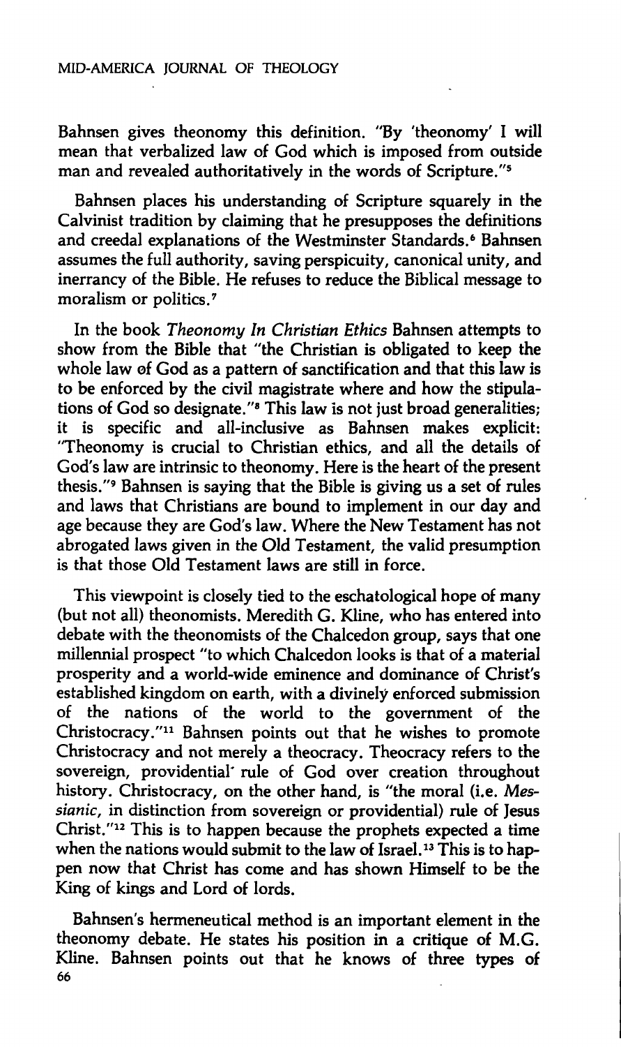Bahnsen gives theonomy this definition. "By 'theonomy' I will mean that verbalized law of God which is imposed from outside man and revealed authoritatively in the words of Scripture."[5]

Bahnsen places his understanding of Scripture squarely in the Calvinist tradition by claiming that he presupposes the definitions and creedal explanations of the Westminster Standards.[6] Bahnsen assumes the full authority, saving perspicuity, canonical unity, and inerrancy of the Bible. He refuses to reduce the Biblical message to moralism or politics.[7]

In the book *Theonomy In Christian Ethics* Bahnsen attempts to show from the Bible that "the Christian is obligated to keep the whole law of God as a pattern of sanctification and that this law is to be enforced by the civil magistrate where and how the stipulations of God so designate."[8] This law is not just broad generalities; it is specific and all-inclusive as Bahnsen makes explicit: "Theonomy is crucial to Christian ethics, and all the details of God's law are intrinsic to theonomy. Here is the heart of the present thesis."[9] Bahnsen is saying that the Bible is giving us a set of rules and laws that Christians are bound to implement in our day and age because they are God's law. Where the New Testament has not abrogated laws given in the Old Testament, the valid presumption is that those Old Testament laws are still in force.

This viewpoint is closely tied to the eschatological hope of many (but not all) theonomists. Meredith G. Kline, who has entered into debate with the theonomists of the Chalcedon group, says that one millennial prospect "to which Chalcedon looks is that of a material prosperity and a world-wide eminence and dominance of Christ's established kingdom on earth, with a divinely enforced submission of the nations of the world to the government of the Christocracy."[11] Bahnsen points out that he wishes to promote Christocracy and not merely a theocracy. Theocracy refers to the sovereign, providential rule of God over creation throughout history. Christocracy, on the other hand, is "the moral (i.e. *Messianic*, in distinction from sovereign or providential) rule of Jesus Christ."[12] This is to happen because the prophets expected a time when the nations would submit to the law of Israel.[13] This is to happen now that Christ has come and has shown Himself to be the King of kings and Lord of lords.

Bahnsen's hermeneutical method is an important element in the theonomy debate. He states his position in a critique of M.G. Kline. Bahnsen points out that he knows of three types of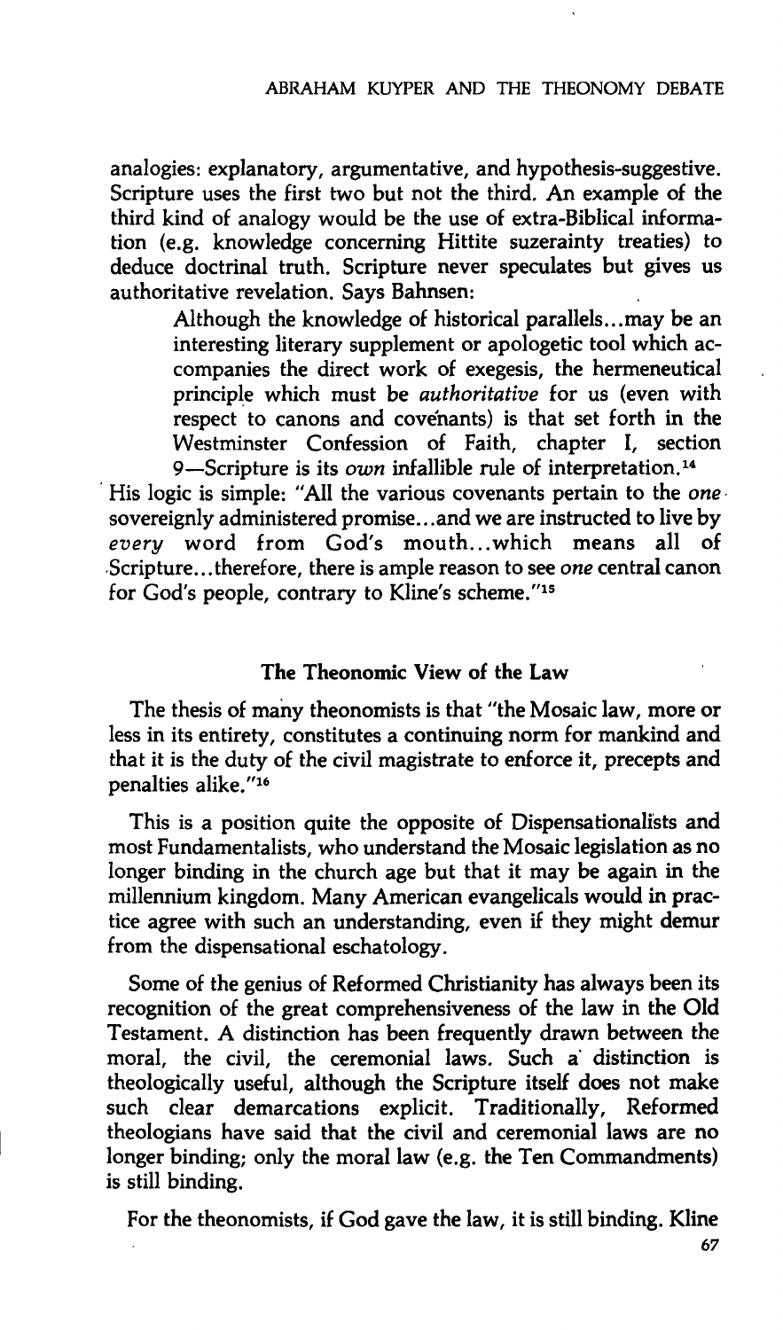analogies: explanatory, argumentative, and hypothesis-suggestive. Scripture uses the first two but not the third. An example of the third kind of analogy would be the use of extra-Biblical information (e.g. knowledge concerning Hittite suzerainty treaties) to deduce doctrinal truth. Scripture never speculates but gives us authoritative revelation. Says Bahnsen:

> Although the knowledge of historical parallels...may be an interesting literary supplement or apologetic tool which accompanies the direct work of exegesis, the hermeneutical principle which must be *authoritative* for us (even with respect to canons and covenants) is that set forth in the Westminster Confession of Faith, chapter I, section 9—Scripture is its *own* infallible rule of interpretation.[14]

His logic is simple: "All the various covenants pertain to the *one* sovereignly administered promise...and we are instructed to live by *every* word from God's mouth...which means all of Scripture...therefore, there is ample reason to see *one* central canon for God's people, contrary to Kline's scheme."[15]

## The Theonomic View of the Law

The thesis of many theonomists is that "the Mosaic law, more or less in its entirety, constitutes a continuing norm for mankind and that it is the duty of the civil magistrate to enforce it, precepts and penalties alike."[16]

This is a position quite the opposite of Dispensationalists and most Fundamentalists, who understand the Mosaic legislation as no longer binding in the church age but that it may be again in the millennium kingdom. Many American evangelicals would in practice agree with such an understanding, even if they might demur from the dispensational eschatology.

Some of the genius of Reformed Christianity has always been its recognition of the great comprehensiveness of the law in the Old Testament. A distinction has been frequently drawn between the moral, the civil, the ceremonial laws. Such a distinction is theologically useful, although the Scripture itself does not make such clear demarcations explicit. Traditionally, Reformed theologians have said that the civil and ceremonial laws are no longer binding; only the moral law (e.g. the Ten Commandments) is still binding.

For the theonomists, if God gave the law, it is still binding. Kline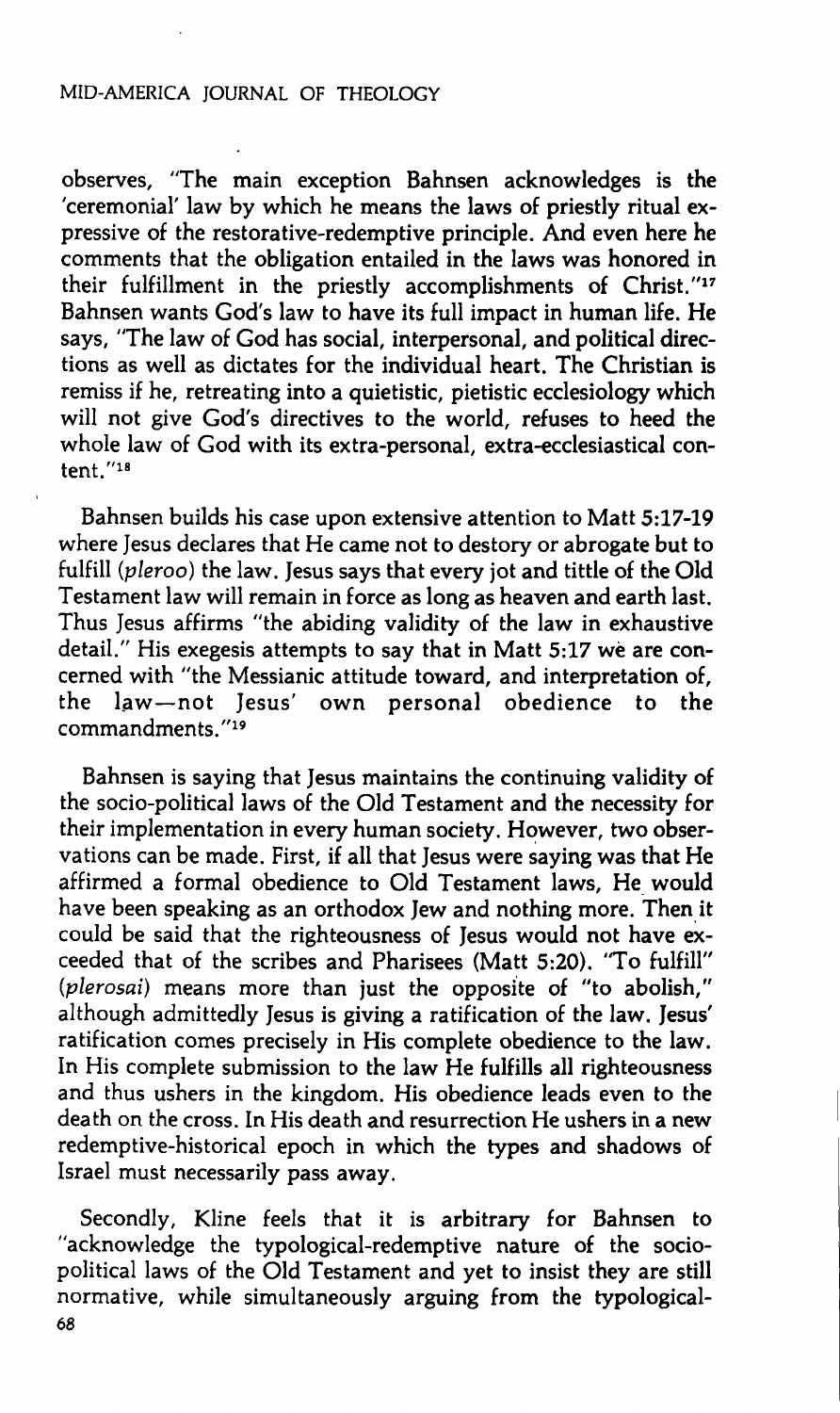observes, "The main exception Bahnsen acknowledges is the 'ceremonial' law by which he means the laws of priestly ritual expressive of the restorative-redemptive principle. And even here he comments that the obligation entailed in the laws was honored in their fulfillment in the priestly accomplishments of Christ."[17] Bahnsen wants God's law to have its full impact in human life. He says, "The law of God has social, interpersonal, and political directions as well as dictates for the individual heart. The Christian is remiss if he, retreating into a quietistic, pietistic ecclesiology which will not give God's directives to the world, refuses to heed the whole law of God with its extra-personal, extra-ecclesiastical content."[18]

Bahnsen builds his case upon extensive attention to Matt 5:17-19 where Jesus declares that He came not to destory or abrogate but to fulfill (*pleroo*) the law. Jesus says that every jot and tittle of the Old Testament law will remain in force as long as heaven and earth last. Thus Jesus affirms "the abiding validity of the law in exhaustive detail." His exegesis attempts to say that in Matt 5:17 we are concerned with "the Messianic attitude toward, and interpretation of, the law—not Jesus' own personal obedience to the commandments."[19]

Bahnsen is saying that Jesus maintains the continuing validity of the socio-political laws of the Old Testament and the necessity for their implementation in every human society. However, two observations can be made. First, if all that Jesus were saying was that He affirmed a formal obedience to Old Testament laws, He would have been speaking as an orthodox Jew and nothing more. Then it could be said that the righteousness of Jesus would not have exceeded that of the scribes and Pharisees (Matt 5:20). "To fulfill" (*plerosai*) means more than just the opposite of "to abolish," although admittedly Jesus is giving a ratification of the law. Jesus' ratification comes precisely in His complete obedience to the law. In His complete submission to the law He fulfills all righteousness and thus ushers in the kingdom. His obedience leads even to the death on the cross. In His death and resurrection He ushers in a new redemptive-historical epoch in which the types and shadows of Israel must necessarily pass away.

Secondly, Kline feels that it is arbitrary for Bahnsen to "acknowledge the typological-redemptive nature of the socio-political laws of the Old Testament and yet to insist they are still normative, while simultaneously arguing from the typological-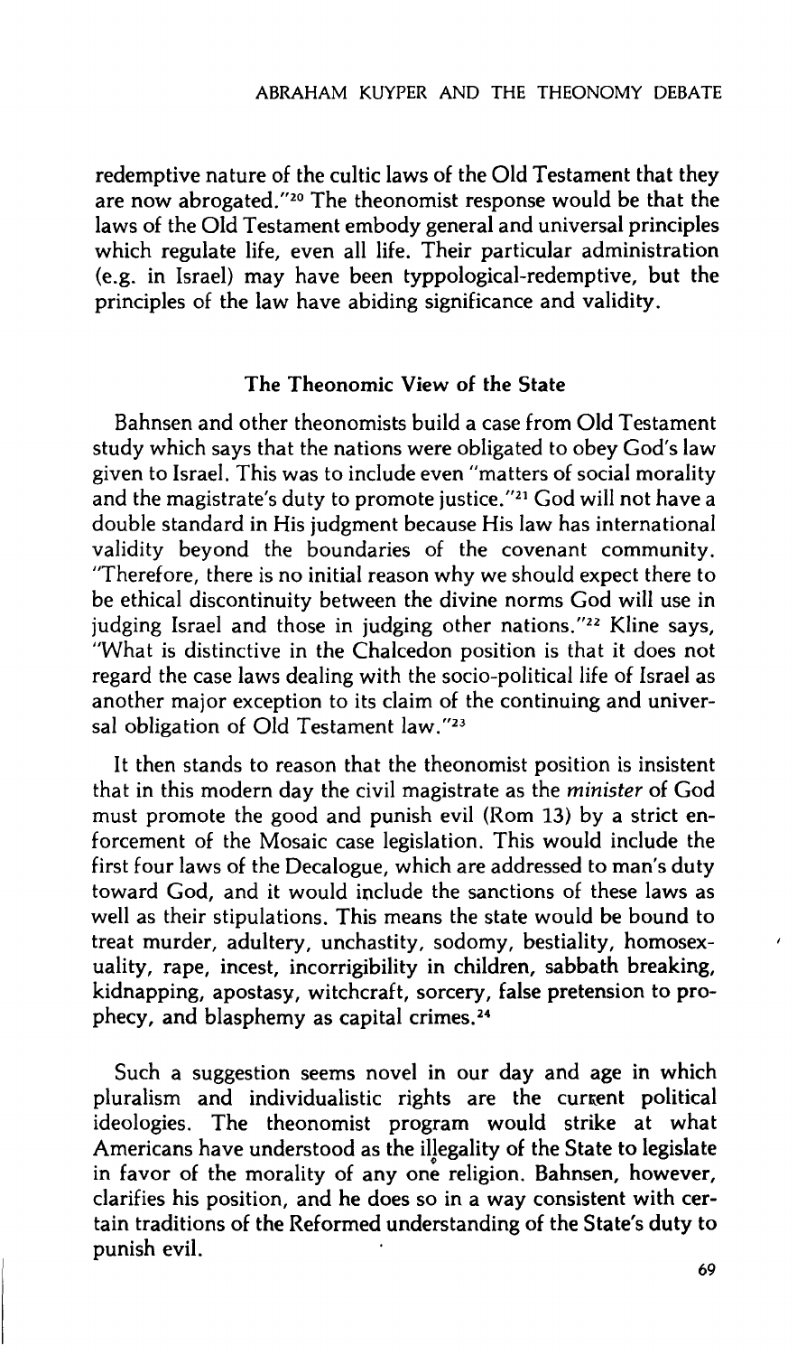redemptive nature of the cultic laws of the Old Testament that they are now abrogated."[20] The theonomist response would be that the laws of the Old Testament embody general and universal principles which regulate life, even all life. Their particular administration (e.g. in Israel) may have been typpological-redemptive, but the principles of the law have abiding significance and validity.

## The Theonomic View of the State

Bahnsen and other theonomists build a case from Old Testament study which says that the nations were obligated to obey God's law given to Israel. This was to include even "matters of social morality and the magistrate's duty to promote justice."[21] God will not have a double standard in His judgment because His law has international validity beyond the boundaries of the covenant community. "Therefore, there is no initial reason why we should expect there to be ethical discontinuity between the divine norms God will use in judging Israel and those in judging other nations."[22] Kline says, "What is distinctive in the Chalcedon position is that it does not regard the case laws dealing with the socio-political life of Israel as another major exception to its claim of the continuing and universal obligation of Old Testament law."[23]

It then stands to reason that the theonomist position is insistent that in this modern day the civil magistrate as the *minister* of God must promote the good and punish evil (Rom 13) by a strict enforcement of the Mosaic case legislation. This would include the first four laws of the Decalogue, which are addressed to man's duty toward God, and it would include the sanctions of these laws as well as their stipulations. This means the state would be bound to treat murder, adultery, unchastity, sodomy, bestiality, homosexuality, rape, incest, incorrigibility in children, sabbath breaking, kidnapping, apostasy, witchcraft, sorcery, false pretension to prophecy, and blasphemy as capital crimes.[24]

Such a suggestion seems novel in our day and age in which pluralism and individualistic rights are the current political ideologies. The theonomist program would strike at what Americans have understood as the illegality of the State to legislate in favor of the morality of any one religion. Bahnsen, however, clarifies his position, and he does so in a way consistent with certain traditions of the Reformed understanding of the State's duty to punish evil.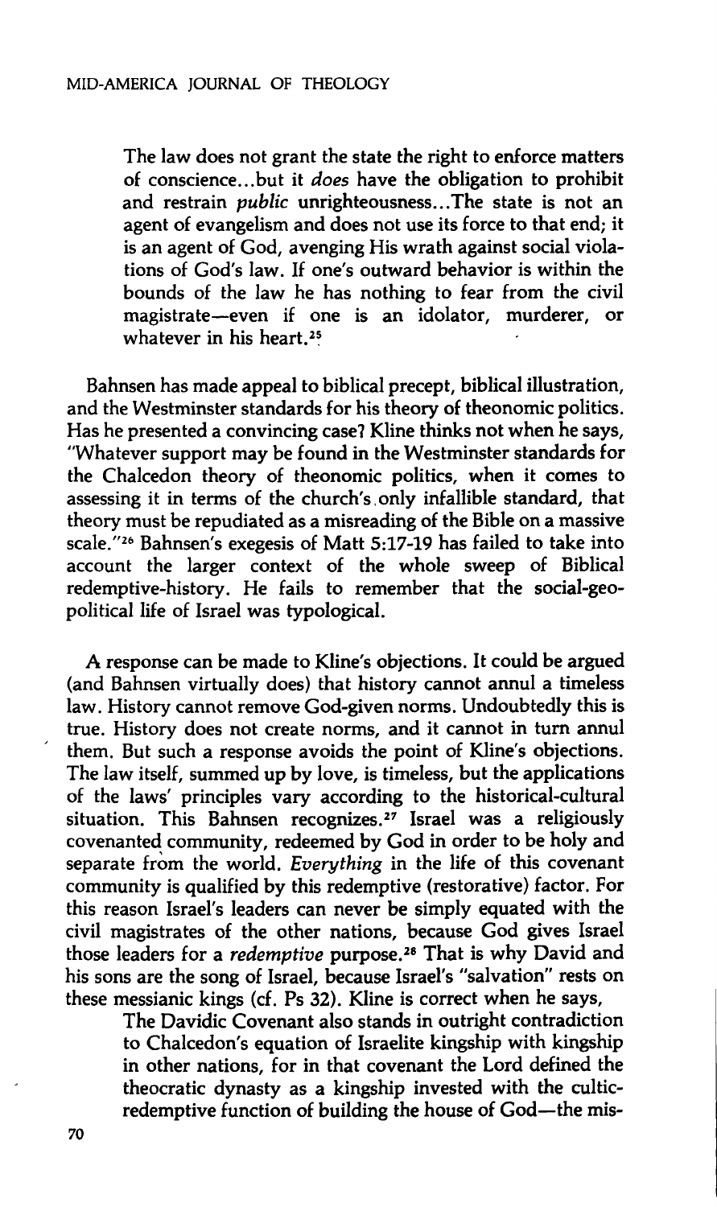> The law does not grant the state the right to enforce matters of conscience...but it *does* have the obligation to prohibit and restrain *public* unrighteousness...The state is not an agent of evangelism and does not use its force to that end; it is an agent of God, avenging His wrath against social violations of God's law. If one's outward behavior is within the bounds of the law he has nothing to fear from the civil magistrate—even if one is an idolator, murderer, or whatever in his heart.[25]

Bahnsen has made appeal to biblical precept, biblical illustration, and the Westminster standards for his theory of theonomic politics. Has he presented a convincing case? Kline thinks not when he says, "Whatever support may be found in the Westminster standards for the Chalcedon theory of theonomic politics, when it comes to assessing it in terms of the church's only infallible standard, that theory must be repudiated as a misreading of the Bible on a massive scale."[26] Bahnsen's exegesis of Matt 5:17-19 has failed to take into account the larger context of the whole sweep of Biblical redemptive-history. He fails to remember that the social-geo-political life of Israel was typological.

A response can be made to Kline's objections. It could be argued (and Bahnsen virtually does) that history cannot annul a timeless law. History cannot remove God-given norms. Undoubtedly this is true. History does not create norms, and it cannot in turn annul them. But such a response avoids the point of Kline's objections. The law itself, summed up by love, is timeless, but the applications of the laws' principles vary according to the historical-cultural situation. This Bahnsen recognizes.[27] Israel was a religiously covenanted community, redeemed by God in order to be holy and separate from the world. *Everything* in the life of this covenant community is qualified by this redemptive (restorative) factor. For this reason Israel's leaders can never be simply equated with the civil magistrates of the other nations, because God gives Israel those leaders for a *redemptive* purpose.[28] That is why David and his sons are the song of Israel, because Israel's "salvation" rests on these messianic kings (cf. Ps 32). Kline is correct when he says,

> The Davidic Covenant also stands in outright contradiction to Chalcedon's equation of Israelite kingship with kingship in other nations, for in that covenant the Lord defined the theocratic dynasty as a kingship invested with the cultic-redemptive function of building the house of God—the mis-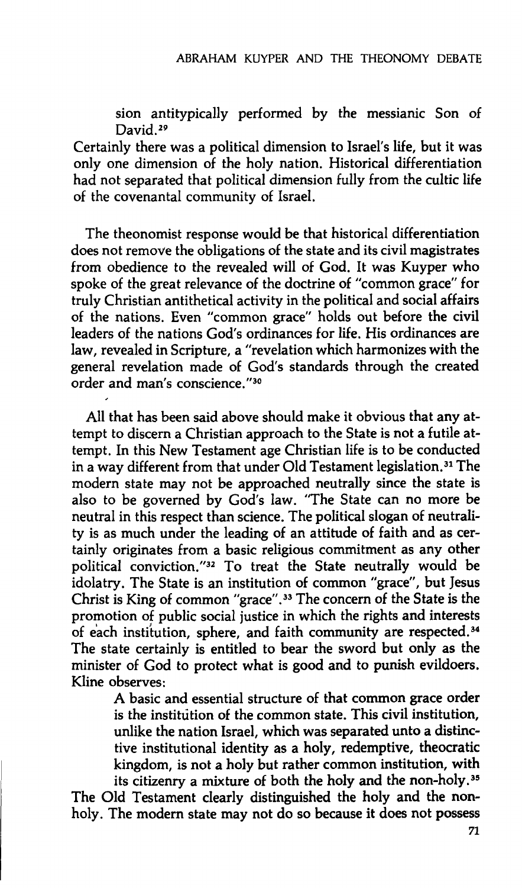> sion antitypically performed by the messianic Son of David.[29]

Certainly there was a political dimension to Israel's life, but it was only one dimension of the holy nation. Historical differentiation had not separated that political dimension fully from the cultic life of the covenantal community of Israel.

The theonomist response would be that historical differentiation does not remove the obligations of the state and its civil magistrates from obedience to the revealed will of God. It was Kuyper who spoke of the great relevance of the doctrine of "common grace" for truly Christian antithetical activity in the political and social affairs of the nations. Even "common grace" holds out before the civil leaders of the nations God's ordinances for life. His ordinances are law, revealed in Scripture, a "revelation which harmonizes with the general revelation made of God's standards through the created order and man's conscience."[30]

All that has been said above should make it obvious that any attempt to discern a Christian approach to the State is not a futile attempt. In this New Testament age Christian life is to be conducted in a way different from that under Old Testament legislation.[31] The modern state may not be approached neutrally since the state is also to be governed by God's law. "The State can no more be neutral in this respect than science. The political slogan of neutrality is as much under the leading of an attitude of faith and as certainly originates from a basic religious commitment as any other political conviction."[32] To treat the State neutrally would be idolatry. The State is an institution of common "grace", but Jesus Christ is King of common "grace".[33] The concern of the State is the promotion of public social justice in which the rights and interests of each institution, sphere, and faith community are respected.[34] The state certainly is entitled to bear the sword but only as the minister of God to protect what is good and to punish evildoers. Kline observes:

> A basic and essential structure of that common grace order is the institution of the common state. This civil institution, unlike the nation Israel, which was separated unto a distinctive institutional identity as a holy, redemptive, theocratic kingdom, is not a holy but rather common institution, with its citizenry a mixture of both the holy and the non-holy.[35]

The Old Testament clearly distinguished the holy and the non-holy. The modern state may not do so because it does not possess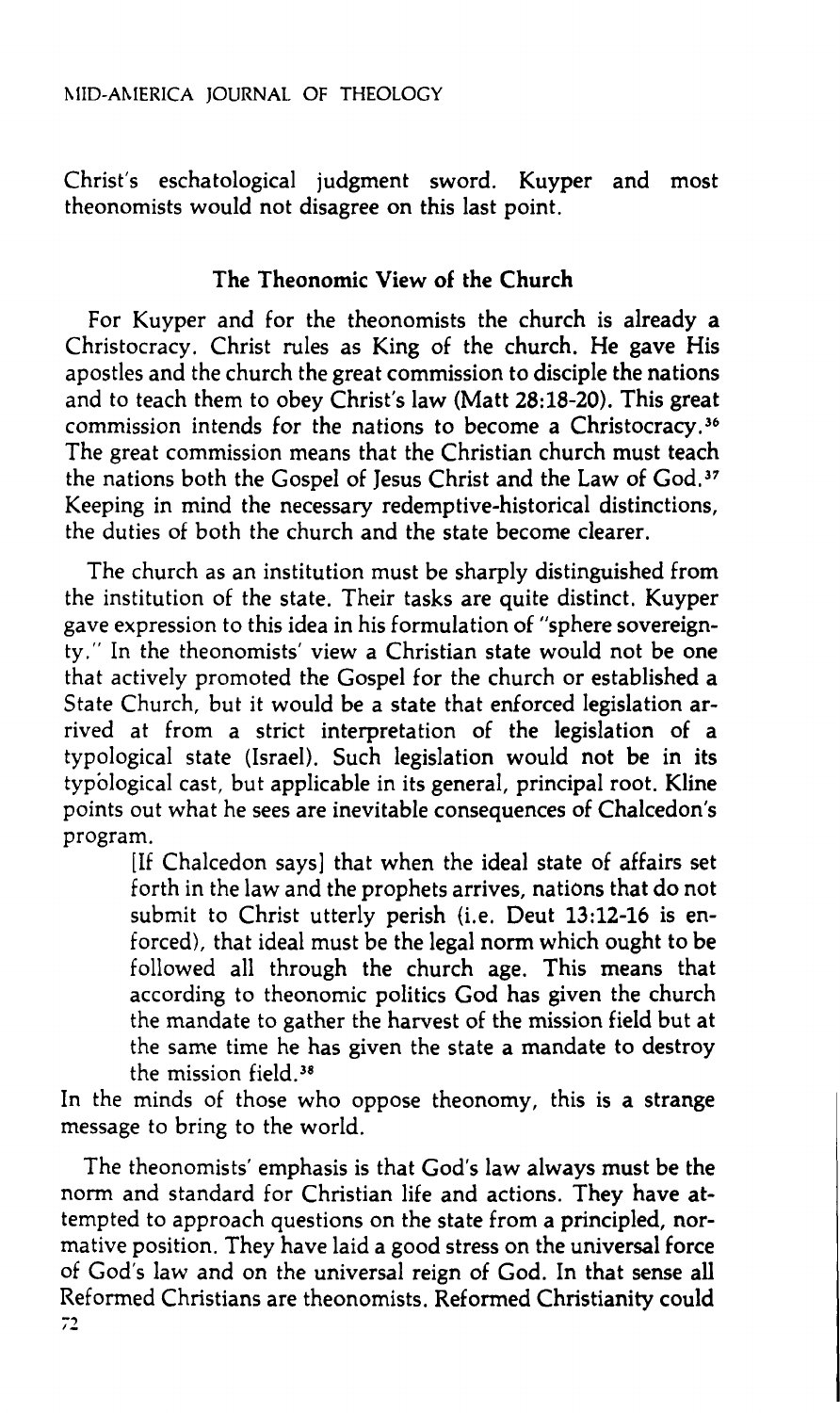Christ's eschatological judgment sword. Kuyper and most theonomists would not disagree on this last point.

## The Theonomic View of the Church

For Kuyper and for the theonomists the church is already a Christocracy. Christ rules as King of the church. He gave His apostles and the church the great commission to disciple the nations and to teach them to obey Christ's law (Matt 28:18-20). This great commission intends for the nations to become a Christocracy.[36] The great commission means that the Christian church must teach the nations both the Gospel of Jesus Christ and the Law of God.[37] Keeping in mind the necessary redemptive-historical distinctions, the duties of both the church and the state become clearer.

The church as an institution must be sharply distinguished from the institution of the state. Their tasks are quite distinct. Kuyper gave expression to this idea in his formulation of "sphere sovereignty." In the theonomists' view a Christian state would not be one that actively promoted the Gospel for the church or established a State Church, but it would be a state that enforced legislation arrived at from a strict interpretation of the legislation of a typological state (Israel). Such legislation would not be in its typological cast, but applicable in its general, principal root. Kline points out what he sees are inevitable consequences of Chalcedon's program.

> [If Chalcedon says] that when the ideal state of affairs set forth in the law and the prophets arrives, nations that do not submit to Christ utterly perish (i.e. Deut 13:12-16 is enforced), that ideal must be the legal norm which ought to be followed all through the church age. This means that according to theonomic politics God has given the church the mandate to gather the harvest of the mission field but at the same time he has given the state a mandate to destroy the mission field.[38]

In the minds of those who oppose theonomy, this is a strange message to bring to the world.

The theonomists' emphasis is that God's law always must be the norm and standard for Christian life and actions. They have attempted to approach questions on the state from a principled, normative position. They have laid a good stress on the universal force of God's law and on the universal reign of God. In that sense all Reformed Christians are theonomists. Reformed Christianity could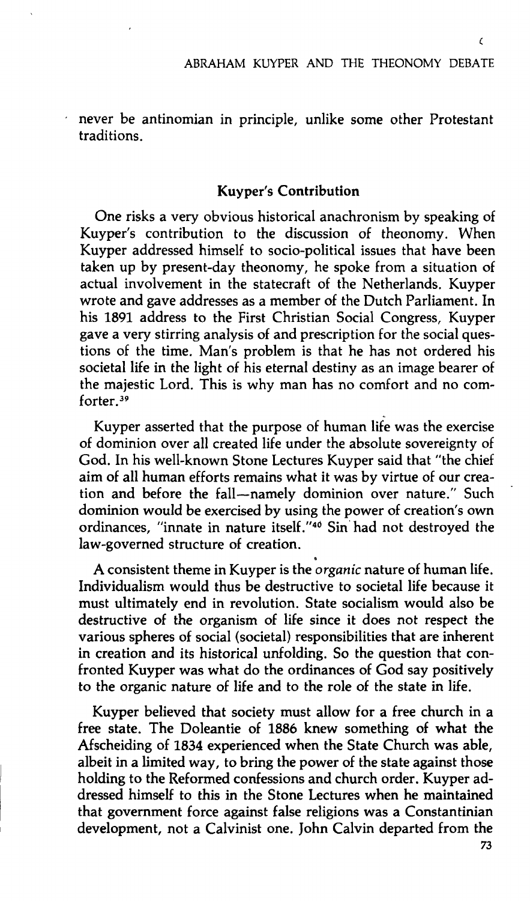never be antinomian in principle, unlike some other Protestant traditions.

## Kuyper's Contribution

One risks a very obvious historical anachronism by speaking of Kuyper's contribution to the discussion of theonomy. When Kuyper addressed himself to socio-political issues that have been taken up by present-day theonomy, he spoke from a situation of actual involvement in the statecraft of the Netherlands. Kuyper wrote and gave addresses as a member of the Dutch Parliament. In his 1891 address to the First Christian Social Congress, Kuyper gave a very stirring analysis of and prescription for the social questions of the time. Man's problem is that he has not ordered his societal life in the light of his eternal destiny as an image bearer of the majestic Lord. This is why man has no comfort and no comforter.[39]

Kuyper asserted that the purpose of human life was the exercise of dominion over all created life under the absolute sovereignty of God. In his well-known Stone Lectures Kuyper said that "the chief aim of all human efforts remains what it was by virtue of our creation and before the fall—namely dominion over nature." Such dominion would be exercised by using the power of creation's own ordinances, "innate in nature itself."[40] Sin had not destroyed the law-governed structure of creation.

A consistent theme in Kuyper is the *organic* nature of human life. Individualism would thus be destructive to societal life because it must ultimately end in revolution. State socialism would also be destructive of the organism of life since it does not respect the various spheres of social (societal) responsibilities that are inherent in creation and its historical unfolding. So the question that confronted Kuyper was what do the ordinances of God say positively to the organic nature of life and to the role of the state in life.

Kuyper believed that society must allow for a free church in a free state. The Doleantie of 1886 knew something of what the Afscheiding of 1834 experienced when the State Church was able, albeit in a limited way, to bring the power of the state against those holding to the Reformed confessions and church order. Kuyper addressed himself to this in the Stone Lectures when he maintained that government force against false religions was a Constantinian development, not a Calvinist one. John Calvin departed from the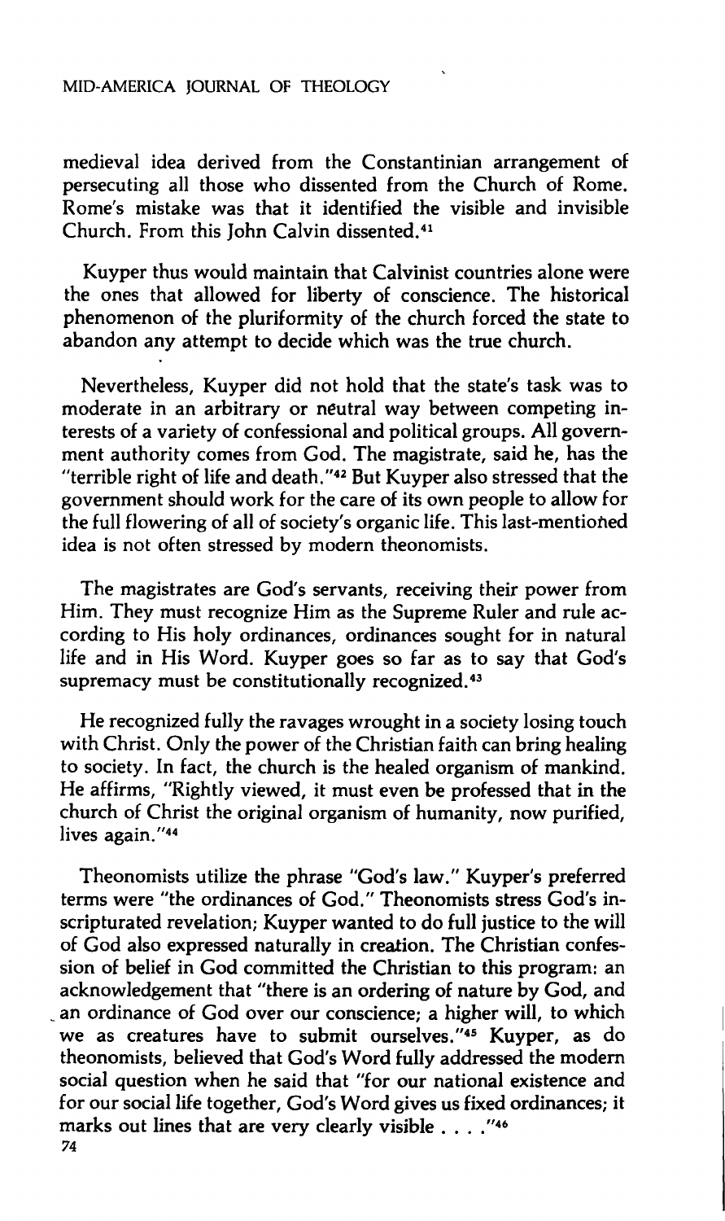medieval idea derived from the Constantinian arrangement of persecuting all those who dissented from the Church of Rome. Rome's mistake was that it identified the visible and invisible Church. From this John Calvin dissented.[41]

Kuyper thus would maintain that Calvinist countries alone were the ones that allowed for liberty of conscience. The historical phenomenon of the pluriformity of the church forced the state to abandon any attempt to decide which was the true church.

Nevertheless, Kuyper did not hold that the state's task was to moderate in an arbitrary or neutral way between competing interests of a variety of confessional and political groups. All government authority comes from God. The magistrate, said he, has the "terrible right of life and death."[42] But Kuyper also stressed that the government should work for the care of its own people to allow for the full flowering of all of society's organic life. This last-mentioned idea is not often stressed by modern theonomists.

The magistrates are God's servants, receiving their power from Him. They must recognize Him as the Supreme Ruler and rule according to His holy ordinances, ordinances sought for in natural life and in His Word. Kuyper goes so far as to say that God's supremacy must be constitutionally recognized.[43]

He recognized fully the ravages wrought in a society losing touch with Christ. Only the power of the Christian faith can bring healing to society. In fact, the church is the healed organism of mankind. He affirms, "Rightly viewed, it must even be professed that in the church of Christ the original organism of humanity, now purified, lives again."[44]

Theonomists utilize the phrase "God's law." Kuyper's preferred terms were "the ordinances of God." Theonomists stress God's inscripturated revelation; Kuyper wanted to do full justice to the will of God also expressed naturally in creation. The Christian confession of belief in God committed the Christian to this program: an acknowledgement that "there is an ordering of nature by God, and an ordinance of God over our conscience; a higher will, to which we as creatures have to submit ourselves."[45] Kuyper, as do theonomists, believed that God's Word fully addressed the modern social question when he said that "for our national existence and for our social life together, God's Word gives us fixed ordinances; it marks out lines that are very clearly visible . . . ."[46]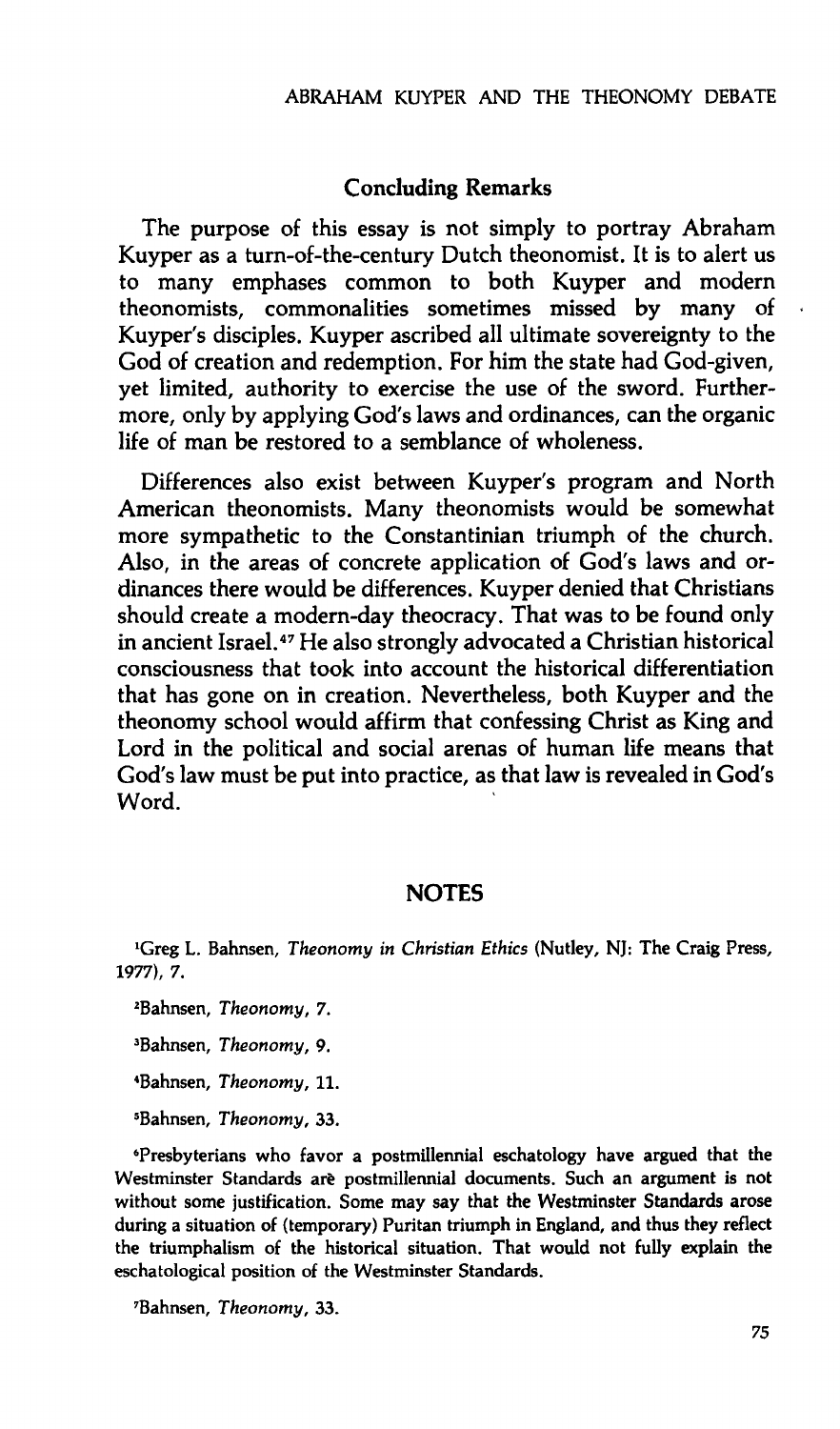## Concluding Remarks

The purpose of this essay is not simply to portray Abraham Kuyper as a turn-of-the-century Dutch theonomist. It is to alert us to many emphases common to both Kuyper and modern theonomists, commonalities sometimes missed by many of Kuyper's disciples. Kuyper ascribed all ultimate sovereignty to the God of creation and redemption. For him the state had God-given, yet limited, authority to exercise the use of the sword. Furthermore, only by applying God's laws and ordinances, can the organic life of man be restored to a semblance of wholeness.

Differences also exist between Kuyper's program and North American theonomists. Many theonomists would be somewhat more sympathetic to the Constantinian triumph of the church. Also, in the areas of concrete application of God's laws and ordinances there would be differences. Kuyper denied that Christians should create a modern-day theocracy. That was to be found only in ancient Israel.[47] He also strongly advocated a Christian historical consciousness that took into account the historical differentiation that has gone on in creation. Nevertheless, both Kuyper and the theonomy school would affirm that confessing Christ as King and Lord in the political and social arenas of human life means that God's law must be put into practice, as that law is revealed in God's Word.

## NOTES

[1]Greg L. Bahnsen, *Theonomy in Christian Ethics* (Nutley, NJ: The Craig Press, 1977), 7.

[2]Bahnsen, *Theonomy*, 7.

[3]Bahnsen, *Theonomy*, 9.

[4]Bahnsen, *Theonomy*, 11.

[5]Bahnsen, *Theonomy*, 33.

[6]Presbyterians who favor a postmillennial eschatology have argued that the Westminster Standards are postmillennial documents. Such an argument is not without some justification. Some may say that the Westminster Standards arose during a situation of (temporary) Puritan triumph in England, and thus they reflect the triumphalism of the historical situation. That would not fully explain the eschatological position of the Westminster Standards.

[7]Bahnsen, *Theonomy*, 33.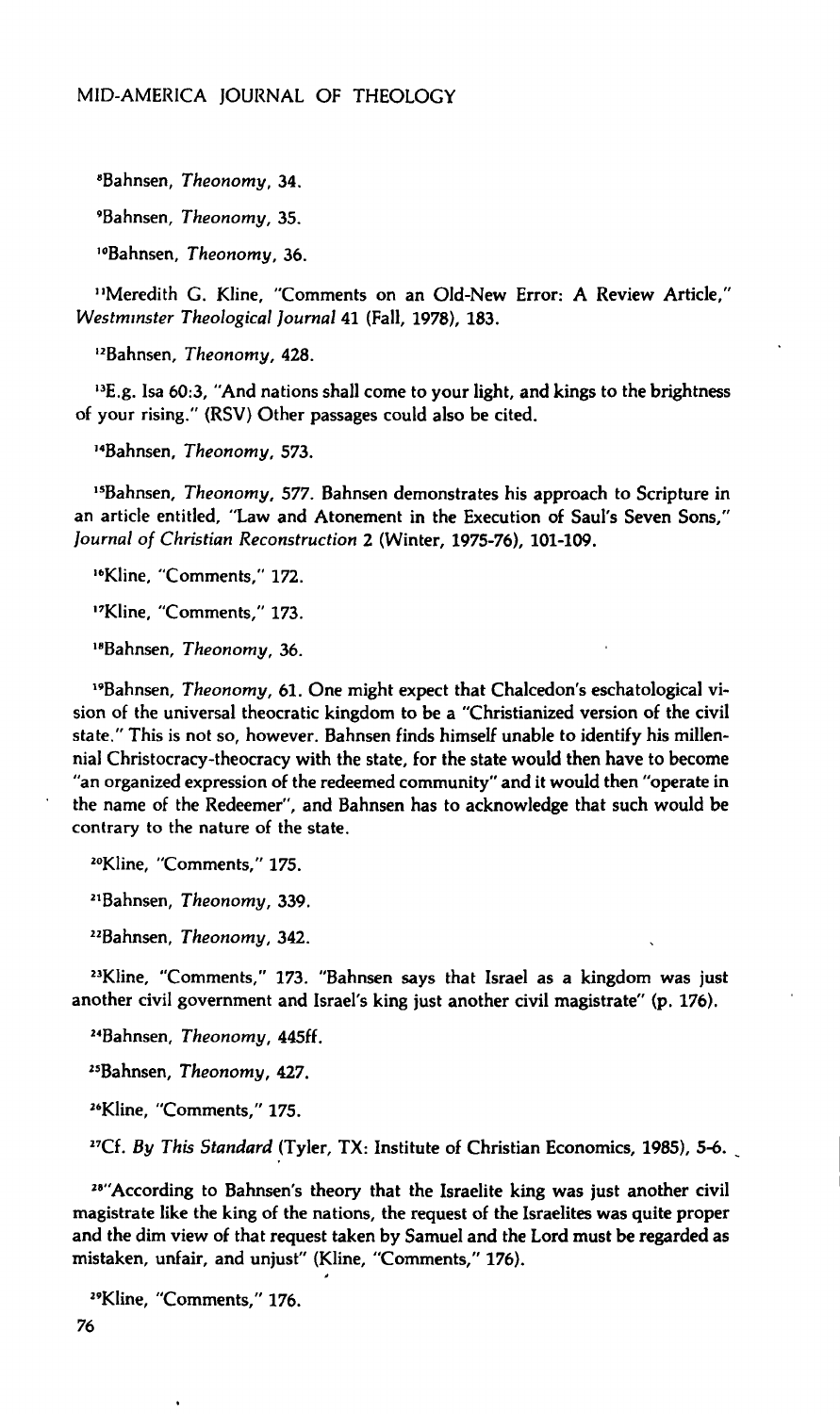[8]Bahnsen, *Theonomy*, 34.

[9]Bahnsen, *Theonomy*, 35.

[10]Bahnsen, *Theonomy*, 36.

[11]Meredith G. Kline, "Comments on an Old-New Error: A Review Article," *Westminster Theological Journal* 41 (Fall, 1978), 183.

[12]Bahnsen, *Theonomy*, 428.

[13]E.g. Isa 60:3, "And nations shall come to your light, and kings to the brightness of your rising." (RSV) Other passages could also be cited.

[14]Bahnsen, *Theonomy*, 573.

[15]Bahnsen, *Theonomy*, 577. Bahnsen demonstrates his approach to Scripture in an article entitled, "Law and Atonement in the Execution of Saul's Seven Sons," *Journal of Christian Reconstruction* 2 (Winter, 1975-76), 101-109.

[16]Kline, "Comments," 172.

[17]Kline, "Comments," 173.

[18]Bahnsen, *Theonomy*, 36.

[19]Bahnsen, *Theonomy*, 61. One might expect that Chalcedon's eschatological vision of the universal theocratic kingdom to be a "Christianized version of the civil state." This is not so, however. Bahnsen finds himself unable to identify his millennial Christocracy-theocracy with the state, for the state would then have to become "an organized expression of the redeemed community" and it would then "operate in the name of the Redeemer", and Bahnsen has to acknowledge that such would be contrary to the nature of the state.

[20]Kline, "Comments," 175.

[21]Bahnsen, *Theonomy*, 339.

[22]Bahnsen, *Theonomy*, 342.

[23]Kline, "Comments," 173. "Bahnsen says that Israel as a kingdom was just another civil government and Israel's king just another civil magistrate" (p. 176).

[24]Bahnsen, *Theonomy*, 445ff.

[25]Bahnsen, *Theonomy*, 427.

[26]Kline, "Comments," 175.

[27]Cf. *By This Standard* (Tyler, TX: Institute of Christian Economics, 1985), 5-6.

[28]"According to Bahnsen's theory that the Israelite king was just another civil magistrate like the king of the nations, the request of the Israelites was quite proper and the dim view of that request taken by Samuel and the Lord must be regarded as mistaken, unfair, and unjust" (Kline, "Comments," 176).

[29]Kline, "Comments," 176.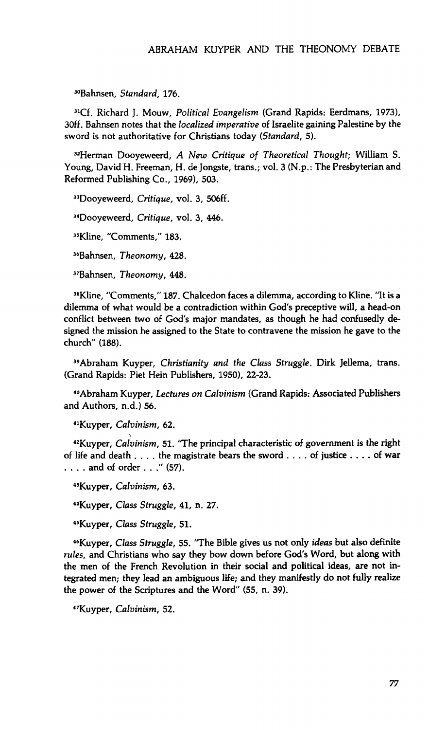[30]Bahnsen, *Standard*, 176.

[31]Cf. Richard J. Mouw, *Political Evangelism* (Grand Rapids: Eerdmans, 1973), 30ff. Bahnsen notes that the *localized imperative* of Israelite gaining Palestine by the sword is not authoritative for Christians today (*Standard*, 5).

[32]Herman Dooyeweerd, *A New Critique of Theoretical Thought*; William S. Young, David H. Freeman, H. de Jongste, trans.; vol. 3 (N.p.: The Presbyterian and Reformed Publishing Co., 1969), 503.

[33]Dooyeweerd, *Critique*, vol. 3, 506ff.

[34]Dooyeweerd, *Critique*, vol. 3, 446.

[35]Kline, "Comments," 183.

[36]Bahnsen, *Theonomy*, 428.

[37]Bahnsen, *Theonomy*, 448.

[38]Kline, "Comments," 187. Chalcedon faces a dilemma, according to Kline. "It is a dilemma of what would be a contradiction within God's preceptive will, a head-on conflict between two of God's major mandates, as though he had confusedly designed the mission he assigned to the State to contravene the mission he gave to the church" (188).

[39]Abraham Kuyper, *Christianity and the Class Struggle*. Dirk Jellema, trans. (Grand Rapids: Piet Hein Publishers, 1950), 22-23.

[40]Abraham Kuyper, *Lectures on Calvinism* (Grand Rapids: Associated Publishers and Authors, n.d.) 56.

[41]Kuyper, *Calvinism*, 62.

[42]Kuyper, *Calvinism*, 51. "The principal characteristic of government is the right of life and death . . . . the magistrate bears the sword . . . . of justice . . . . of war . . . . and of order . . ." (57).

[43]Kuyper, *Calvinism*, 63.

[44]Kuyper, *Class Struggle*, 41, n. 27.

[45]Kuyper, *Class Struggle*, 51.

[46]Kuyper, *Class Struggle*, 55. "The Bible gives us not only *ideas* but also definite *rules*, and Christians who say they bow down before God's Word, but along with the men of the French Revolution in their social and political ideas, are not integrated men; they lead an ambiguous life; and they manifestly do not fully realize the power of the Scriptures and the Word" (55, n. 39).

[47]Kuyper, *Calvinism*, 52.